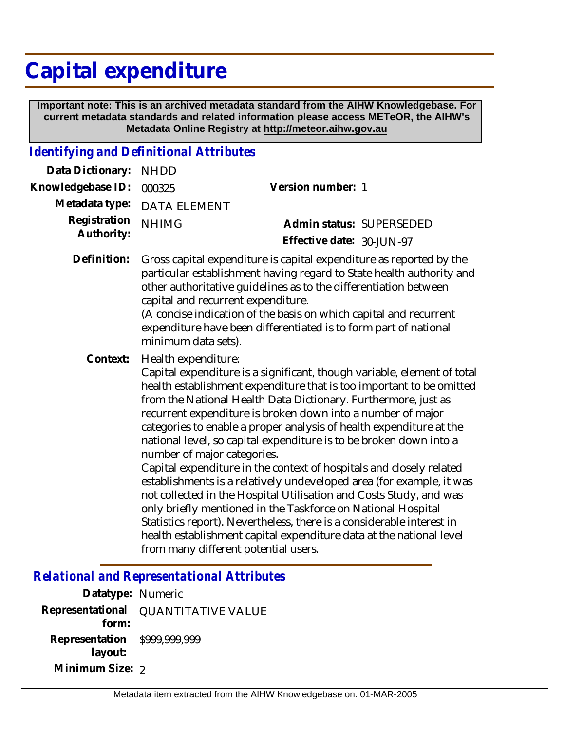# Capital expenditure

**Important note: This is an archived metadata standard from the AIHW Knowledgebase. For current metadata standards and related information please access METeOR, the AIHW's Metadata Online Registry at http://meteor.aihw.gov.au**

## *Identifying and Definitional Attributes*

**Data Dictionary:** NHDD

**Knowledgebase ID:** 000325

**Version number:** 1

**Metadata type:** DATA ELEMENT

**Registration Authority:** NHIMG

**Admin status:** SUPERSEDED

**Effective date:** 30-JUN-97

**Definition:** Gross capital expenditure is capital expenditure as reported by the particular establishment having regard to State health authority and other authoritative guidelines as to the differentiation between capital and recurrent expenditure.
(A concise indication of the basis on which capital and recurrent expenditure have been differentiated is to form part of national minimum data sets).

**Context:** Health expenditure:
Capital expenditure is a significant, though variable, element of total health establishment expenditure that is too important to be omitted from the National Health Data Dictionary. Furthermore, just as recurrent expenditure is broken down into a number of major categories to enable a proper analysis of health expenditure at the national level, so capital expenditure is to be broken down into a number of major categories.
Capital expenditure in the context of hospitals and closely related establishments is a relatively undeveloped area (for example, it was not collected in the Hospital Utilisation and Costs Study, and was only briefly mentioned in the Taskforce on National Hospital Statistics report). Nevertheless, there is a considerable interest in health establishment capital expenditure data at the national level from many different potential users.

## *Relational and Representational Attributes*

**Datatype:** Numeric

**Representational form:** QUANTITATIVE VALUE

**Representation layout:** $999,999,999

**Minimum Size:** 2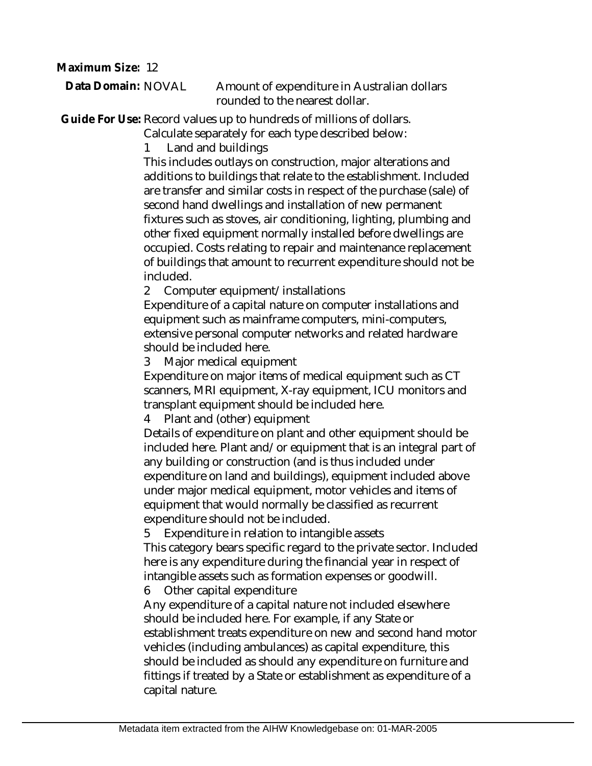**Maximum Size:** 12

**Data Domain:** NOVAL Amount of expenditure in Australian dollars rounded to the nearest dollar.

**Guide For Use:** Record values up to hundreds of millions of dollars.

Calculate separately for each type described below:

1 Land and buildings

This includes outlays on construction, major alterations and additions to buildings that relate to the establishment. Included are transfer and similar costs in respect of the purchase (sale) of second hand dwellings and installation of new permanent fixtures such as stoves, air conditioning, lighting, plumbing and other fixed equipment normally installed before dwellings are occupied. Costs relating to repair and maintenance replacement of buildings that amount to recurrent expenditure should not be included.

2 Computer equipment/installations

Expenditure of a capital nature on computer installations and equipment such as mainframe computers, mini-computers, extensive personal computer networks and related hardware should be included here.

3 Major medical equipment

Expenditure on major items of medical equipment such as CT scanners, MRI equipment, X-ray equipment, ICU monitors and transplant equipment should be included here.

4 Plant and (other) equipment

Details of expenditure on plant and other equipment should be included here. Plant and/or equipment that is an integral part of any building or construction (and is thus included under expenditure on land and buildings), equipment included above under major medical equipment, motor vehicles and items of equipment that would normally be classified as recurrent expenditure should not be included.

5 Expenditure in relation to intangible assets

This category bears specific regard to the private sector. Included here is any expenditure during the financial year in respect of intangible assets such as formation expenses or goodwill.

6 Other capital expenditure

Any expenditure of a capital nature not included elsewhere should be included here. For example, if any State or establishment treats expenditure on new and second hand motor vehicles (including ambulances) as capital expenditure, this should be included as should any expenditure on furniture and fittings if treated by a State or establishment as expenditure of a capital nature.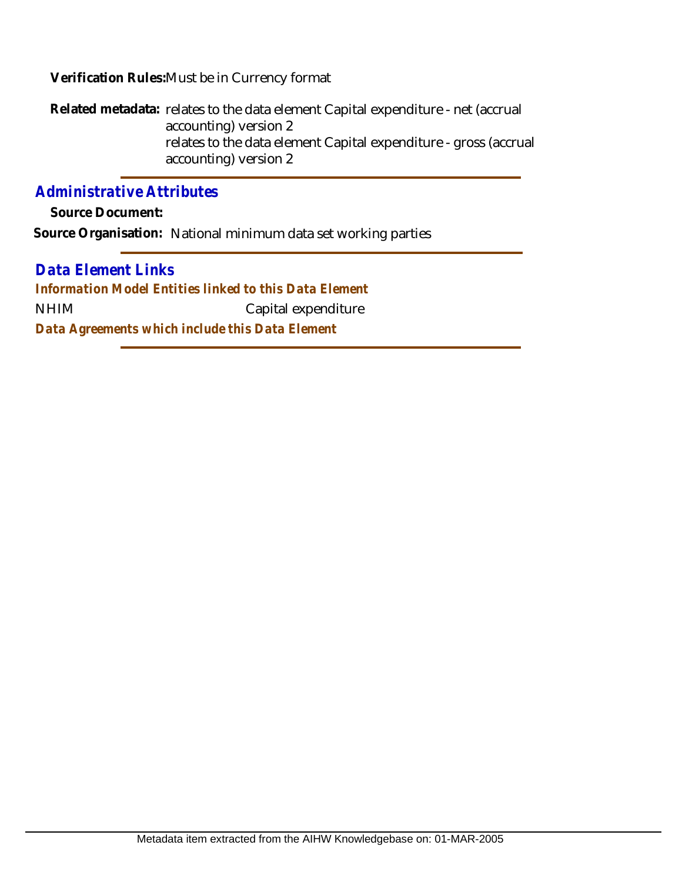**Verification Rules:** Must be in Currency format

**Related metadata:** relates to the data element Capital expenditure - net (accrual accounting) version 2
relates to the data element Capital expenditure - gross (accrual accounting) version 2

## Administrative Attributes

**Source Document:**

**Source Organisation:** National minimum data set working parties

## Data Element Links

***Information Model Entities linked to this Data Element***

| | |
|---|---|
| NHIM | Capital expenditure |

***Data Agreements which include this Data Element***

Metadata item extracted from the AIHW Knowledgebase on: 01-MAR-2005